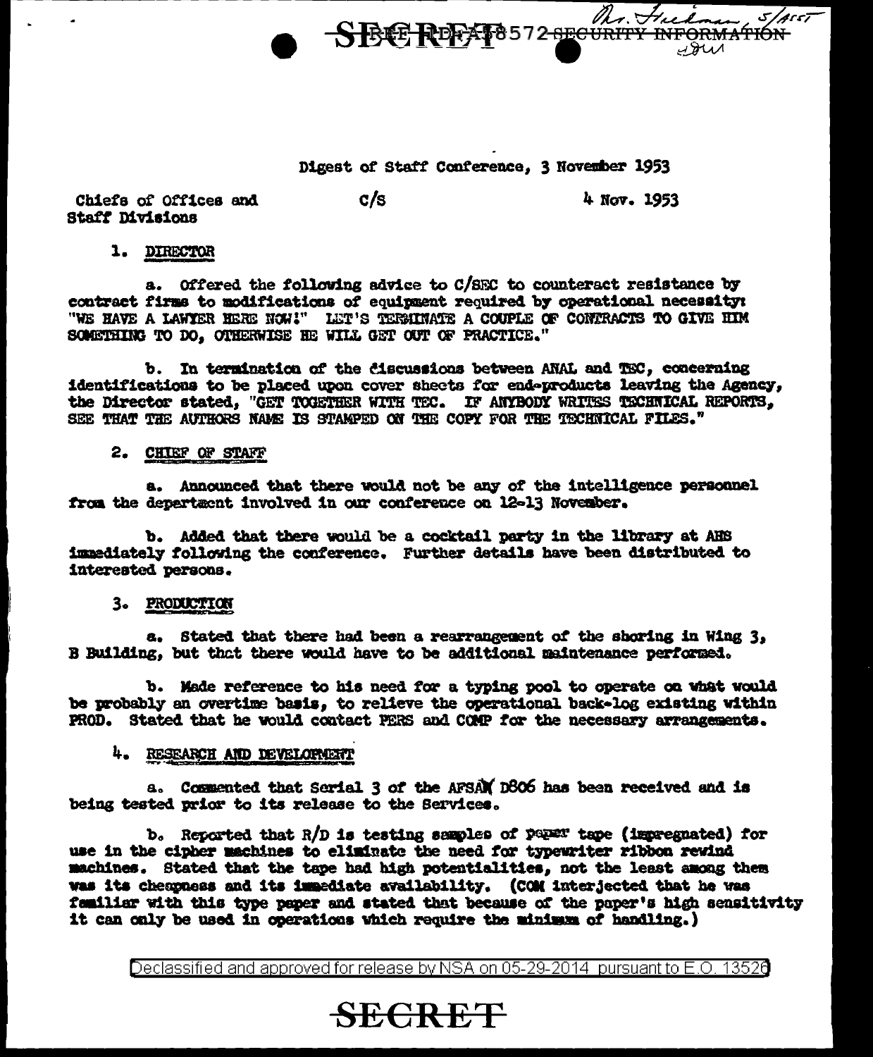SECRET REF ID:A58572 SECURITY INFORMATION

Mr. Friedman 5/Asst

Digest of Staff Conference, 3 November 1953

Chiefs of Offices and Staff Divisions　　C/S　　4 Nov. 1953

1. DIRECTOR

a. Offered the following advice to C/SEC to counteract resistance by contract firms to modifications of equipment required by operational necessity: "WE HAVE A LAWYER HERE NOW!" LET'S TERMINATE A COUPLE OF CONTRACTS TO GIVE HIM SOMETHING TO DO, OTHERWISE HE WILL GET OUT OF PRACTICE."

b. In termination of the discussions between ANAL and TEC, concerning identifications to be placed upon cover sheets for end-products leaving the Agency, the Director stated, "GET TOGETHER WITH TEC. IF ANYBODY WRITES TECHNICAL REPORTS, SEE THAT THE AUTHORS NAME IS STAMPED ON THE COPY FOR THE TECHNICAL FILES."

2. CHIEF OF STAFF

a. Announced that there would not be any of the intelligence personnel from the department involved in our conference on 12-13 November.

b. Added that there would be a cocktail party in the library at AHS immediately following the conference. Further details have been distributed to interested persons.

3. PRODUCTION

a. Stated that there had been a rearrangement of the shoring in Wing 3, B Building, but that there would have to be additional maintenance performed.

b. Made reference to his need for a typing pool to operate on what would be probably an overtime basis, to relieve the operational back-log existing within PROD. Stated that he would contact PERS and COMP for the necessary arrangements.

4. RESEARCH AND DEVELOPMENT

a. Commented that Serial 3 of the AFSAM D806 has been received and is being tested prior to its release to the Services.

b. Reported that R/D is testing samples of paper tape (impregnated) for use in the cipher machines to eliminate the need for typewriter ribbon rewind machines. Stated that the tape had high potentialities, not the least among them was its cheapness and its immediate availability. (COM interjected that he was familiar with this type paper and stated that because of the paper's high sensitivity it can only be used in operations which require the minimum of handling.)

Declassified and approved for release by NSA on 05-29-2014 pursuant to E.O. 13526

SECRET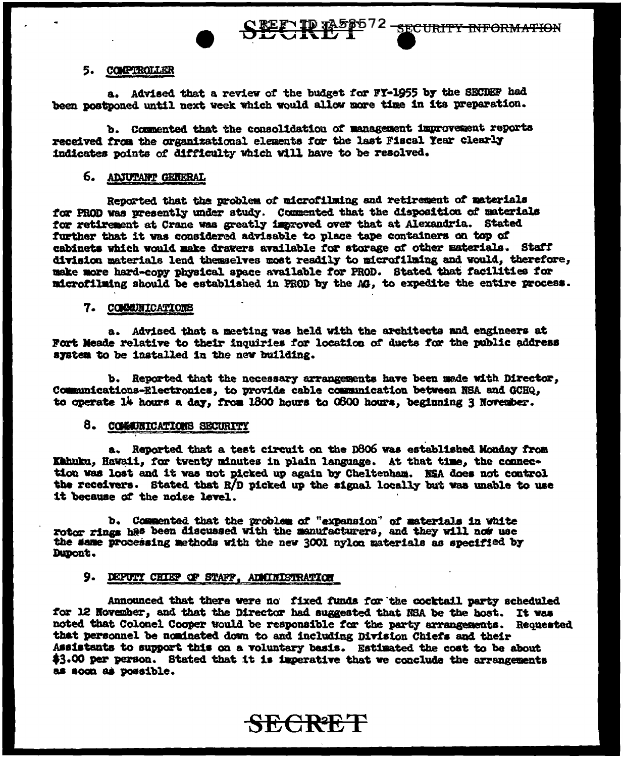5. COMPTROLLER

a. Advised that a review of the budget for FY-1955 by the SECDEF had been postponed until next week which would allow more time in its preparation.

b. Commented that the consolidation of management improvement reports received from the organizational elements for the last Fiscal Year clearly indicates points of difficulty which will have to be resolved.

6. ADJUTANT GENERAL

Reported that the problem of microfilming and retirement of materials for PROD was presently under study. Commented that the disposition of materials for retirement at Crane was greatly improved over that at Alexandria. Stated further that it was considered advisable to place tape containers on top of cabinets which would make drawers available for storage of other materials. Staff division materials lend themselves most readily to microfilming and would, therefore, make more hard-copy physical space available for PROD. Stated that facilities for microfilming should be established in PROD by the AG, to expedite the entire process.

7. COMMUNICATIONS

a. Advised that a meeting was held with the architects and engineers at Fort Meade relative to their inquiries for location of ducts for the public address system to be installed in the new building.

b. Reported that the necessary arrangements have been made with Director, Communications-Electronics, to provide cable communication between NSA and GCHQ, to operate 14 hours a day, from 1800 hours to 0800 hours, beginning 3 November.

8. COMMUNICATIONS SECURITY

a. Reported that a test circuit on the D806 was established Monday from Kahuku, Hawaii, for twenty minutes in plain language. At that time, the connection was lost and it was not picked up again by Cheltenham. NSA does not control the receivers. Stated that R/D picked up the signal locally but was unable to use it because of the noise level.

b. Commented that the problem of "expansion" of materials in white rotor rings has been discussed with the manufacturers, and they will now use the same processing methods with the new 3001 nylon materials as specified by Dupont.

9. DEPUTY CHIEF OF STAFF, ADMINISTRATION

Announced that there were no fixed funds for the cocktail party scheduled for 12 November, and that the Director had suggested that NSA be the host. It was noted that Colonel Cooper would be responsible for the party arrangements. Requested that personnel be nominated down to and including Division Chiefs and their Assistants to support this on a voluntary basis. Estimated the cost to be about $3.00 per person. Stated that it is imperative that we conclude the arrangements as soon as possible.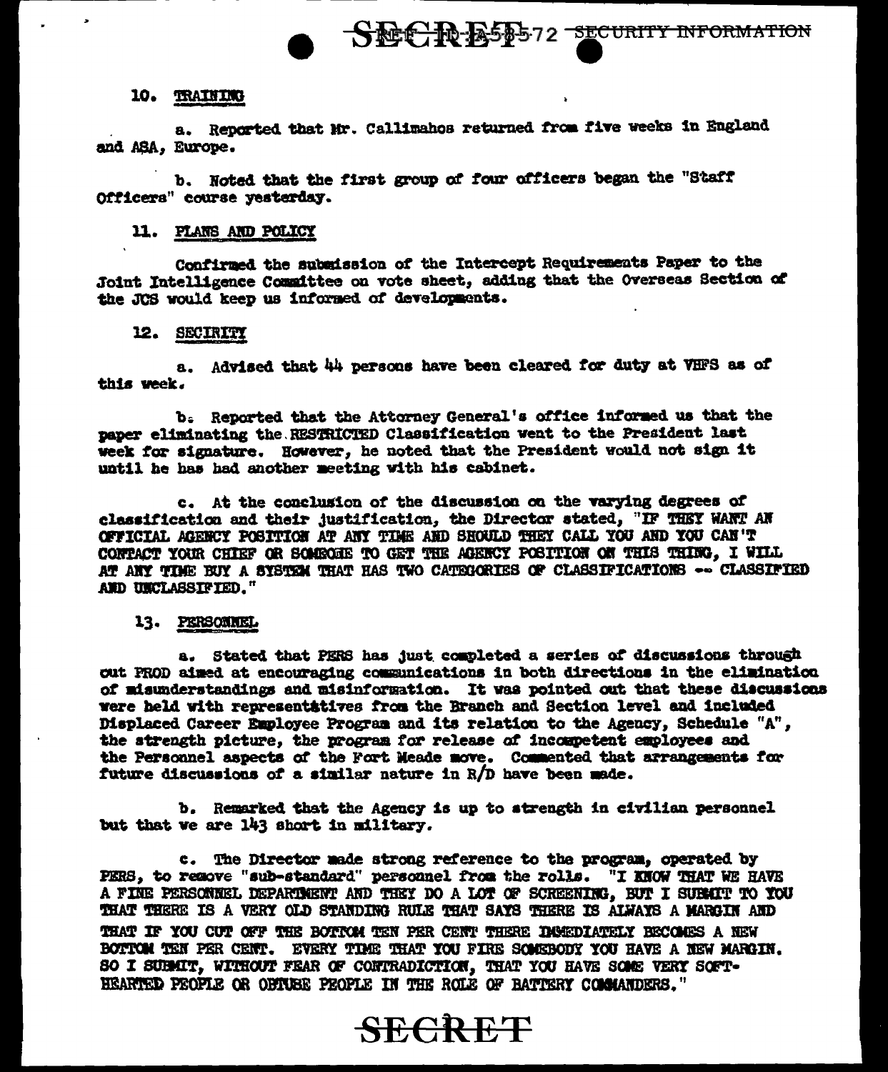10. TRAINING

a. Reported that Mr. Callimahos returned from five weeks in England and ASA, Europe.

b. Noted that the first group of four officers began the "Staff Officers" course yesterday.

11. PLANS AND POLICY

Confirmed the submission of the Intercept Requirements Paper to the Joint Intelligence Committee on vote sheet, adding that the Overseas Section of the JCS would keep us informed of developments.

12. SECURITY

a. Advised that 44 persons have been cleared for duty at VHFS as of this week.

b. Reported that the Attorney General's office informed us that the paper eliminating the RESTRICTED Classification went to the President last week for signature. However, he noted that the President would not sign it until he has had another meeting with his cabinet.

c. At the conclusion of the discussion on the varying degrees of classification and their justification, the Director stated, "IF THEY WANT AN OFFICIAL AGENCY POSITION AT ANY TIME AND SHOULD THEY CALL YOU AND YOU CAN'T CONTACT YOUR CHIEF OR SOMEONE TO GET THE AGENCY POSITION ON THIS THING, I WILL AT ANY TIME BUY A SYSTEM THAT HAS TWO CATEGORIES OF CLASSIFICATIONS -- CLASSIFIED AND UNCLASSIFIED."

13. PERSONNEL

a. Stated that PERS has just completed a series of discussions through out PROD aimed at encouraging communications in both directions in the elimination of misunderstandings and misinformation. It was pointed out that these discussions were held with representatives from the Branch and Section level and included Displaced Career Employee Program and its relation to the Agency, Schedule "A", the strength picture, the program for release of incompetent employees and the Personnel aspects of the Fort Meade move. Commented that arrangements for future discussions of a similar nature in R/D have been made.

b. Remarked that the Agency is up to strength in civilian personnel but that we are 143 short in military.

c. The Director made strong reference to the program, operated by PERS, to remove "sub-standard" personnel from the rolls. "I KNOW THAT WE HAVE A FINE PERSONNEL DEPARTMENT AND THEY DO A LOT OF SCREENING, BUT I SUBMIT TO YOU THAT THERE IS A VERY OLD STANDING RULE THAT SAYS THERE IS ALWAYS A MARGIN AND THAT IF YOU CUT OFF THE BOTTOM TEN PER CENT THERE IMMEDIATELY BECOMES A NEW BOTTOM TEN PER CENT. EVERY TIME THAT YOU FIRE SOMEBODY YOU HAVE A NEW MARGIN. SO I SUBMIT, WITHOUT FEAR OF CONTRADICTION, THAT YOU HAVE SOME VERY SOFT-HEARTED PEOPLE OR OBTUSE PEOPLE IN THE ROLE OF BATTERY COMMANDERS."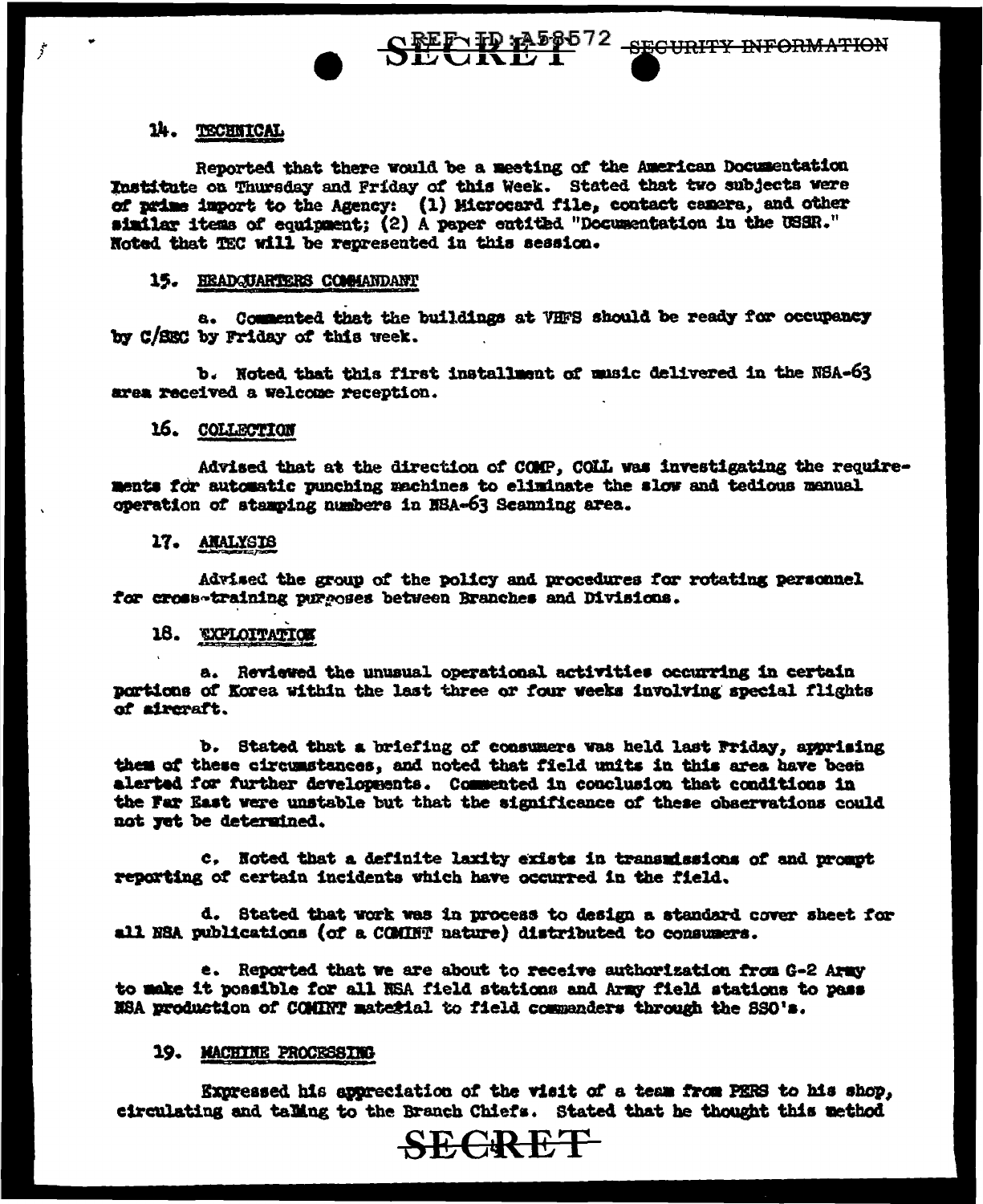14. TECHNICAL

Reported that there would be a meeting of the American Documentation Institute on Thursday and Friday of this Week. Stated that two subjects were of prime import to the Agency: (1) Microcard file, contact camera, and other similar items of equipment; (2) A paper entitled "Documentation in the USSR." Noted that TEC will be represented in this session.

15. HEADQUARTERS COMMANDANT

a. Commented that the buildings at VHFS should be ready for occupancy by C/SEC by Friday of this week.

b. Noted that this first installment of music delivered in the NSA-63 area received a welcome reception.

16. COLLECTION

Advised that at the direction of COMP, COLL was investigating the requirements for automatic punching machines to eliminate the slow and tedious manual operation of stamping numbers in NSA-63 Scanning area.

17. ANALYSIS

Advised the group of the policy and procedures for rotating personnel for cross-training purposes between Branches and Divisions.

18. EXPLOITATION

a. Reviewed the unusual operational activities occurring in certain portions of Korea within the last three or four weeks involving special flights of aircraft.

b. Stated that a briefing of consumers was held last Friday, apprising them of these circumstances, and noted that field units in this area have been alerted for further developments. Commented in conclusion that conditions in the Far East were unstable but that the significance of these observations could not yet be determined.

c. Noted that a definite laxity exists in transmissions of and prompt reporting of certain incidents which have occurred in the field.

d. Stated that work was in process to design a standard cover sheet for all NSA publications (of a COMINT nature) distributed to consumers.

e. Reported that we are about to receive authorization from G-2 Army to make it possible for all NSA field stations and Army field stations to pass NSA production of COMINT material to field commanders through the SSO's.

19. MACHINE PROCESSING

Expressed his appreciation of the visit of a team from PERS to his shop, circulating and talking to the Branch Chiefs. Stated that he thought this method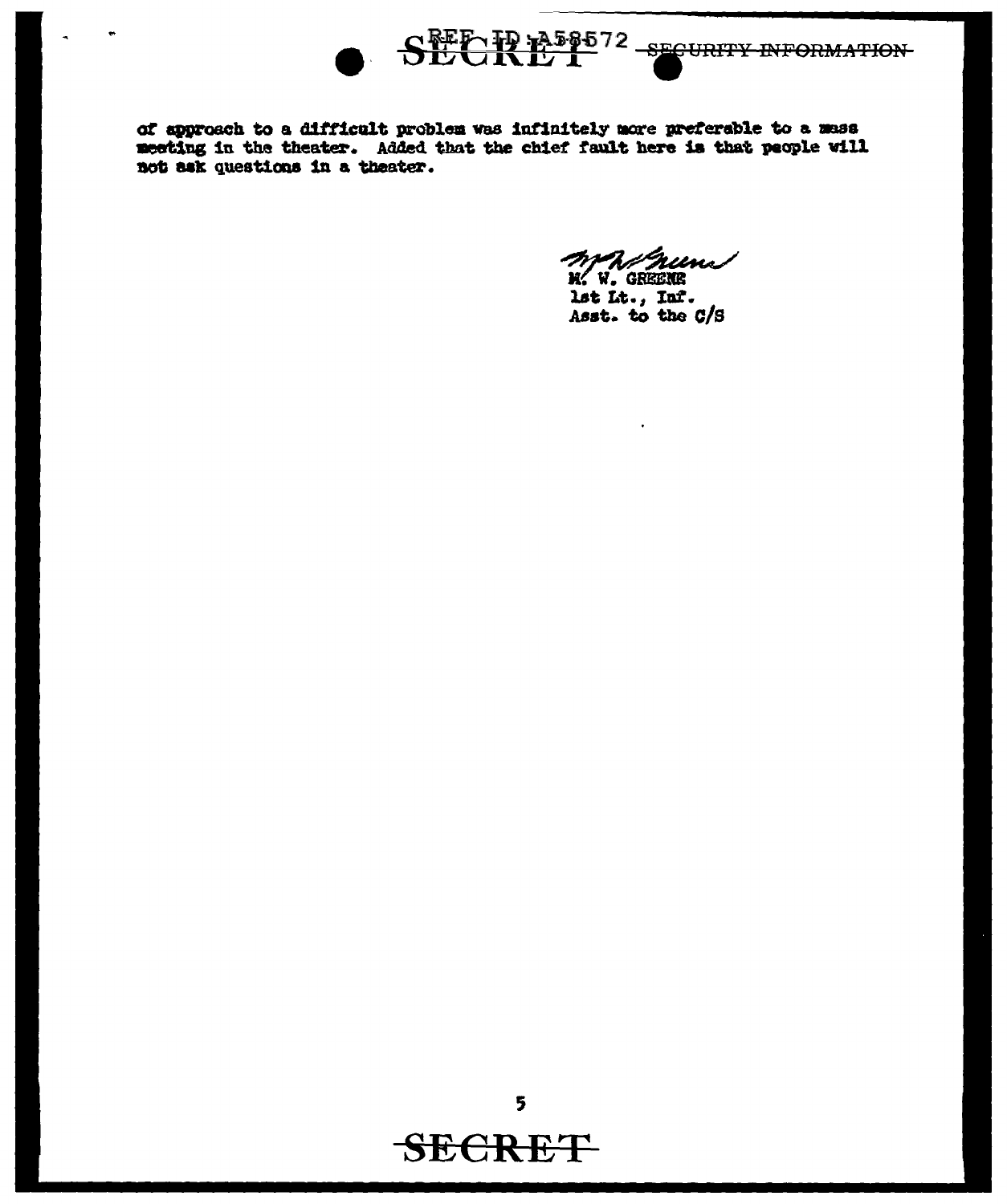of approach to a difficult problem was infinitely more preferable to a mass meeting in the theater. Added that the chief fault here is that people will not ask questions in a theater.

M. W. GREENE
1st Lt., Inf.
Asst. to the C/S